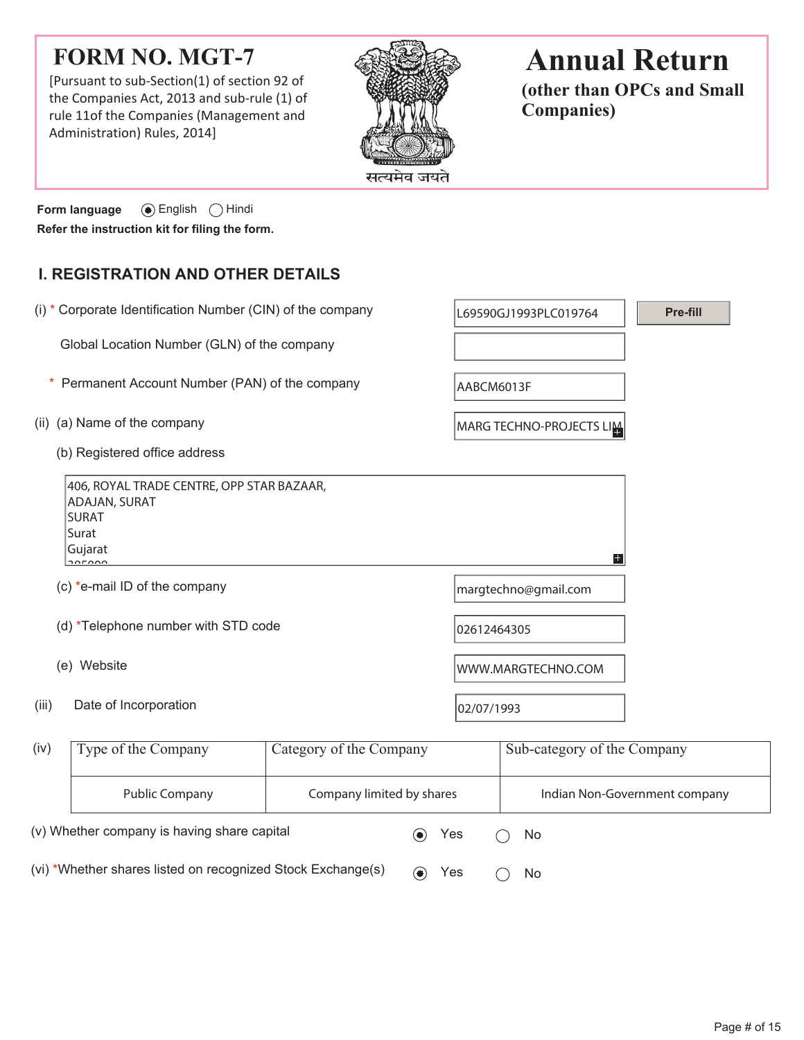# FORM NO. MGT-7

[Pursuant to sub-Section(1) of section 92 of the Companies Act, 2013 and sub-rule (1) of rule 11of the Companies (Management and Administration) Rules, 2014]

सत्यमेव जयते

# Annual Return

**(other than OPCs and Small Companies)**

**Form language** ◉ English ◯ Hindi

**Refer the instruction kit for filing the form.**

## I. REGISTRATION AND OTHER DETAILS

(i) * Corporate Identification Number (CIN) of the company: L69590GJ1993PLC019764 **Pre-fill**

Global Location Number (GLN) of the company:

\* Permanent Account Number (PAN) of the company: AABCM6013F

(ii) (a) Name of the company: MARG TECHNO-PROJECTS LIM

(b) Registered office address

406, ROYAL TRADE CENTRE, OPP STAR BAZAAR,
ADAJAN, SURAT
SURAT
Surat
Gujarat

(c) *e-mail ID of the company: margtechno@gmail.com

(d) *Telephone number with STD code: 02612464305

(e) Website: WWW.MARGTECHNO.COM

(iii) Date of Incorporation: 02/07/1993

(iv)

| Type of the Company | Category of the Company | Sub-category of the Company |
|---|---|---|
| Public Company | Company limited by shares | Indian Non-Government company |

(v) Whether company is having share capital ◉ Yes ◯ No

(vi) *Whether shares listed on recognized Stock Exchange(s) ◉ Yes ◯ No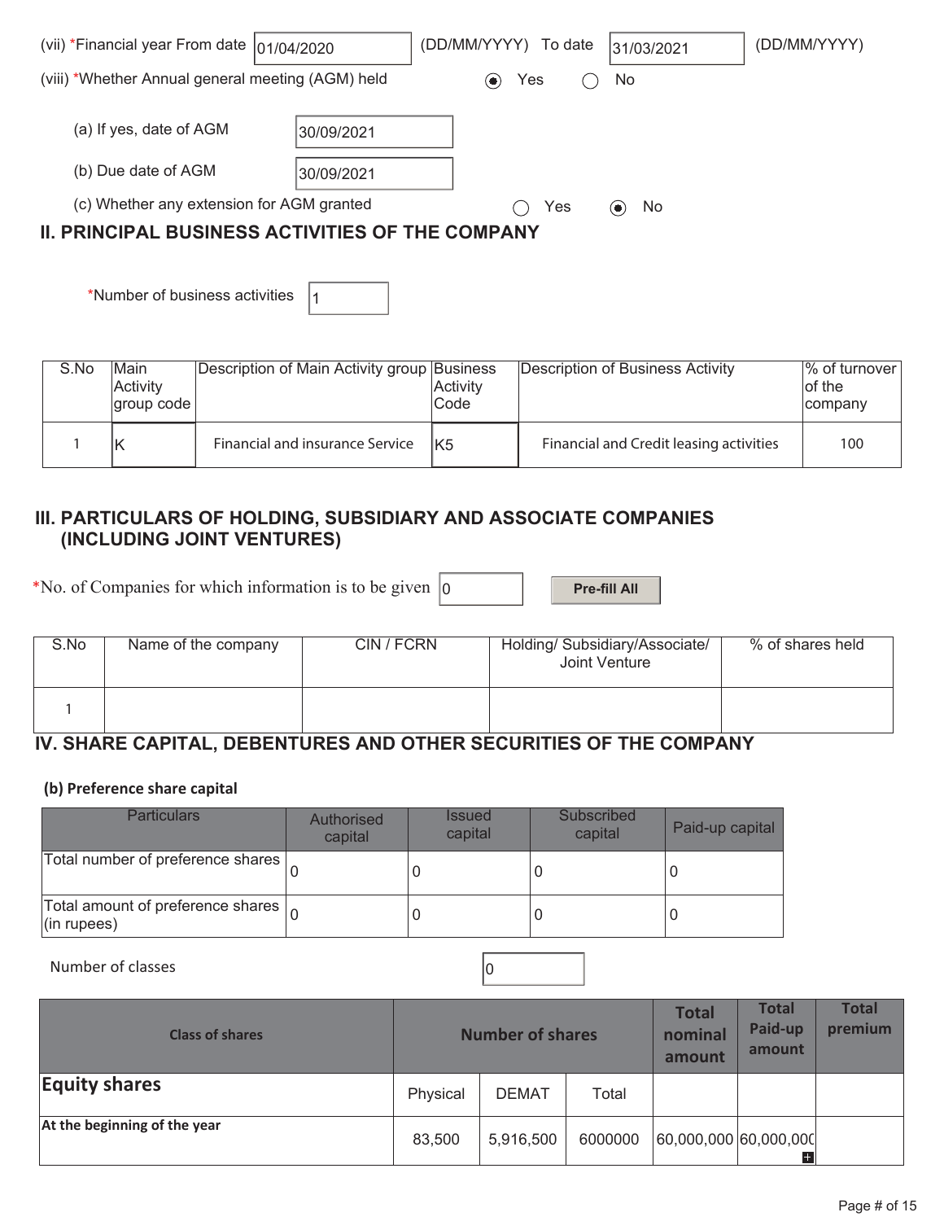(vii) *Financial year From date 01/04/2020 (DD/MM/YYYY) To date 31/03/2021 (DD/MM/YYYY)

(viii) *Whether Annual general meeting (AGM) held ◉ Yes ○ No

(a) If yes, date of AGM 30/09/2021

(b) Due date of AGM 30/09/2021

(c) Whether any extension for AGM granted ○ Yes ◉ No

## II. PRINCIPAL BUSINESS ACTIVITIES OF THE COMPANY

*Number of business activities 1

| S.No | Main Activity group code | Description of Main Activity group | Business Activity Code | Description of Business Activity | % of turnover of the company |
|---|---|---|---|---|---|
| 1 | K | Financial and insurance Service | K5 | Financial and Credit leasing activities | 100 |

## III. PARTICULARS OF HOLDING, SUBSIDIARY AND ASSOCIATE COMPANIES (INCLUDING JOINT VENTURES)

*No. of Companies for which information is to be given 0

Pre-fill All

| S.No | Name of the company | CIN / FCRN | Holding/ Subsidiary/Associate/ Joint Venture | % of shares held |
|---|---|---|---|---|
| 1 | | | | |

## IV. SHARE CAPITAL, DEBENTURES AND OTHER SECURITIES OF THE COMPANY

**(b) Preference share capital**

| Particulars | Authorised capital | Issued capital | Subscribed capital | Paid-up capital |
|---|---|---|---|---|
| Total number of preference shares | 0 | 0 | 0 | 0 |
| Total amount of preference shares (in rupees) | 0 | 0 | 0 | 0 |

Number of classes 0

| Class of shares | Number of shares | | | Total nominal amount | Total Paid-up amount | Total premium |
|---|---|---|---|---|---|---|
| **Equity shares** | Physical | DEMAT | Total | | | |
| **At the beginning of the year** | 83,500 | 5,916,500 | 6000000 | 60,000,000 | 60,000,000 | |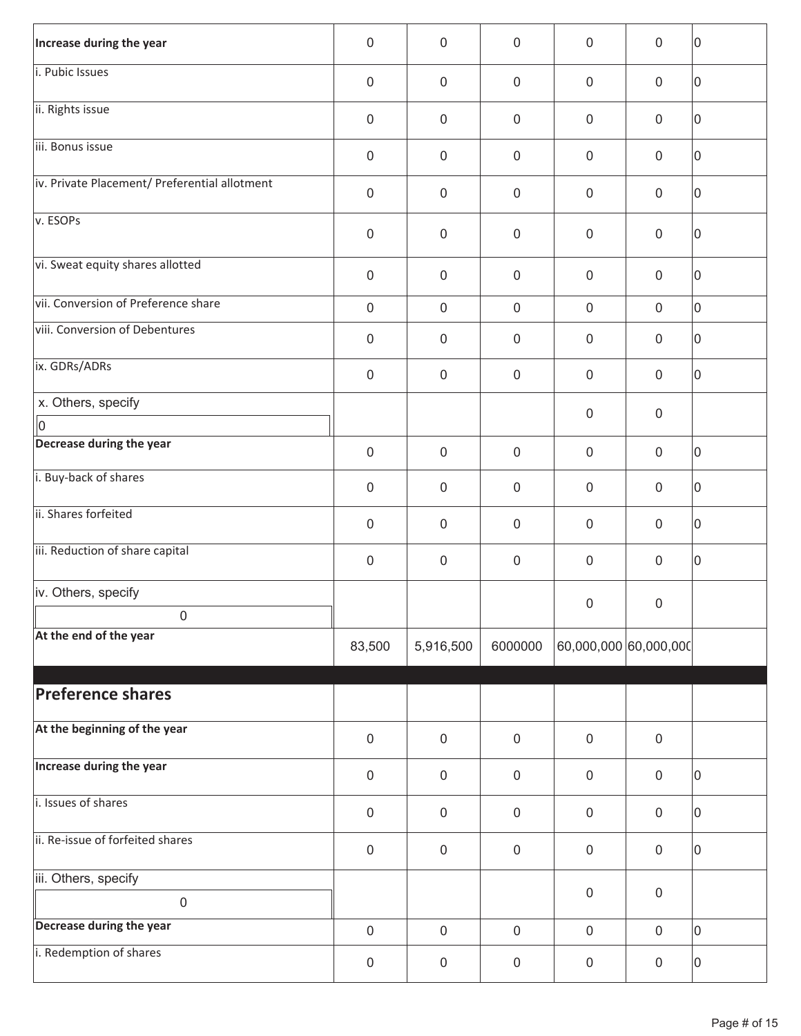| | | | | | | |
|---|---|---|---|---|---|---|
| **Increase during the year** | 0 | 0 | 0 | 0 | 0 | 0 |
| i. Pubic Issues | 0 | 0 | 0 | 0 | 0 | 0 |
| ii. Rights issue | 0 | 0 | 0 | 0 | 0 | 0 |
| iii. Bonus issue | 0 | 0 | 0 | 0 | 0 | 0 |
| iv. Private Placement/ Preferential allotment | 0 | 0 | 0 | 0 | 0 | 0 |
| v. ESOPs | 0 | 0 | 0 | 0 | 0 | 0 |
| vi. Sweat equity shares allotted | 0 | 0 | 0 | 0 | 0 | 0 |
| vii. Conversion of Preference share | 0 | 0 | 0 | 0 | 0 | 0 |
| viii. Conversion of Debentures | 0 | 0 | 0 | 0 | 0 | 0 |
| ix. GDRs/ADRs | 0 | 0 | 0 | 0 | 0 | 0 |
| x. Others, specify 0 | | | | 0 | 0 | |
| **Decrease during the year** | 0 | 0 | 0 | 0 | 0 | 0 |
| i. Buy-back of shares | 0 | 0 | 0 | 0 | 0 | 0 |
| ii. Shares forfeited | 0 | 0 | 0 | 0 | 0 | 0 |
| iii. Reduction of share capital | 0 | 0 | 0 | 0 | 0 | 0 |
| iv. Others, specify 0 | | | | 0 | 0 | |
| **At the end of the year** | 83,500 | 5,916,500 | 6000000 | 60,000,000 | 60,000,000 | |
| **Preference shares** | | | | | | |
| **At the beginning of the year** | 0 | 0 | 0 | 0 | 0 | |
| **Increase during the year** | 0 | 0 | 0 | 0 | 0 | 0 |
| i. Issues of shares | 0 | 0 | 0 | 0 | 0 | 0 |
| ii. Re-issue of forfeited shares | 0 | 0 | 0 | 0 | 0 | 0 |
| iii. Others, specify 0 | | | | 0 | 0 | |
| **Decrease during the year** | 0 | 0 | 0 | 0 | 0 | 0 |
| i. Redemption of shares | 0 | 0 | 0 | 0 | 0 | 0 |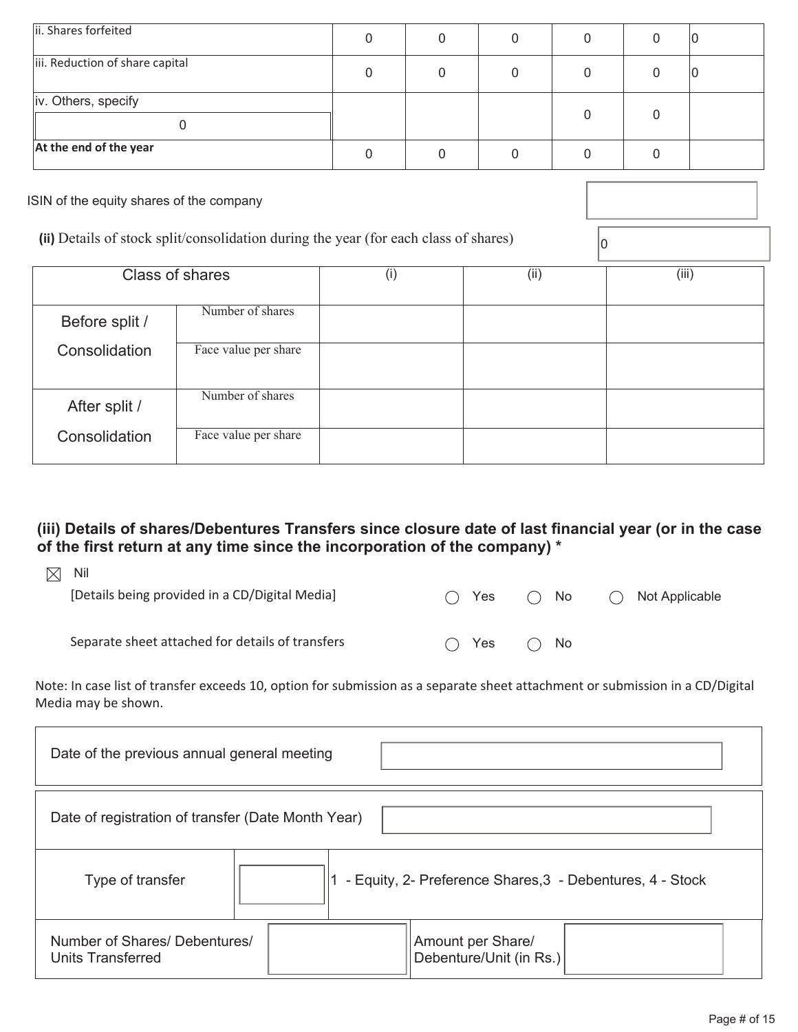| ii. Shares forfeited | 0 | 0 | 0 | 0 | 0 | 0 |
|---|---|---|---|---|---|---|
| iii. Reduction of share capital | 0 | 0 | 0 | 0 | 0 | 0 |
| iv. Others, specify<br>0 | | | | 0 | 0 | |
| **At the end of the year** | 0 | 0 | 0 | 0 | 0 | |

ISIN of the equity shares of the company

**(ii)** Details of stock split/consolidation during the year (for each class of shares) 0

| Class of shares | | (i) | (ii) | (iii) |
|---|---|---|---|---|
| Before split / Consolidation | Number of shares | | | |
| | Face value per share | | | |
| After split / Consolidation | Number of shares | | | |
| | Face value per share | | | |

### (iii) Details of shares/Debentures Transfers since closure date of last financial year (or in the case of the first return at any time since the incorporation of the company) *

☒ Nil

[Details being provided in a CD/Digital Media] ○ Yes ○ No ○ Not Applicable

Separate sheet attached for details of transfers ○ Yes ○ No

Note: In case list of transfer exceeds 10, option for submission as a separate sheet attachment or submission in a CD/Digital Media may be shown.

| Date of the previous annual general meeting | |
|---|---|
| Date of registration of transfer (Date Month Year) | |
| Type of transfer | 1 - Equity, 2- Preference Shares,3 - Debentures, 4 - Stock |
| Number of Shares/ Debentures/ Units Transferred | Amount per Share/ Debenture/Unit (in Rs.) |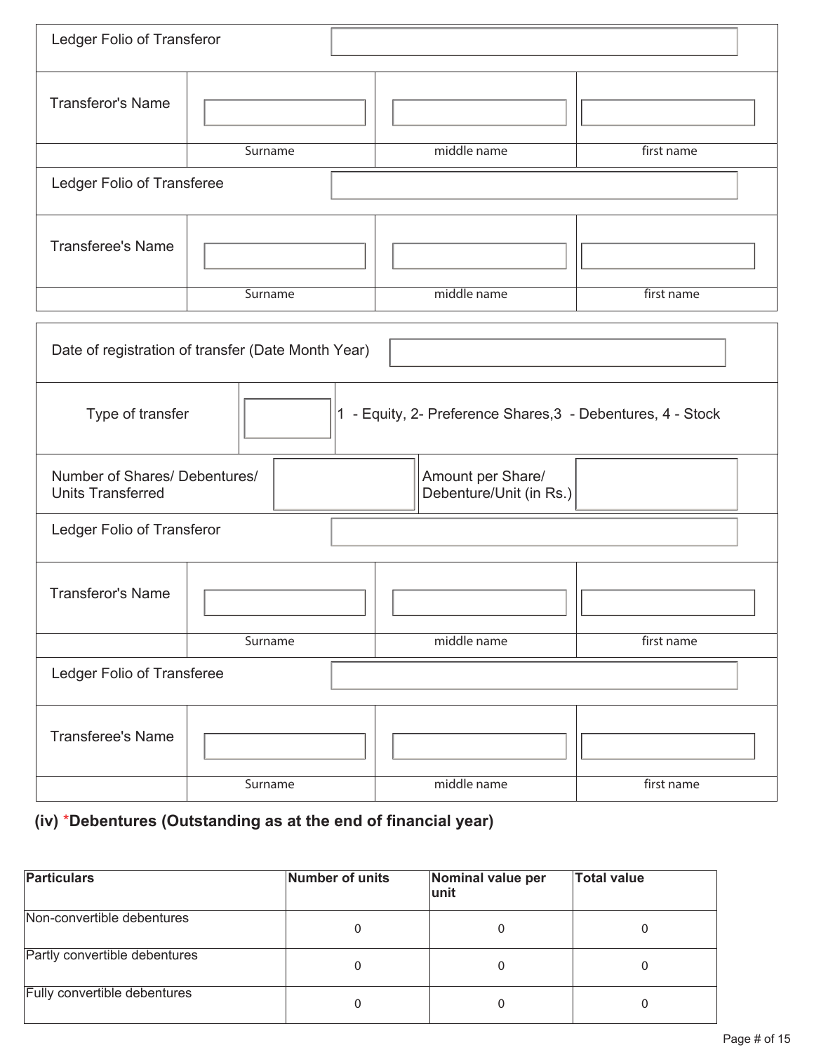| Ledger Folio of Transferor | | | |
|---|---|---|---|
| Transferor's Name | | | |
| | Surname | middle name | first name |
| Ledger Folio of Transferee | | | |
| Transferee's Name | | | |
| | Surname | middle name | first name |

| Date of registration of transfer (Date Month Year) | | | |
|---|---|---|---|
| Type of transfer | | 1 - Equity, 2- Preference Shares,3 - Debentures, 4 - Stock | |
| Number of Shares/ Debentures/ Units Transferred | | Amount per Share/ Debenture/Unit (in Rs.) | |

| Ledger Folio of Transferor | | | |
|---|---|---|---|
| Transferor's Name | | | |
| | Surname | middle name | first name |
| Ledger Folio of Transferee | | | |
| Transferee's Name | | | |
| | Surname | middle name | first name |

**(iv) *Debentures (Outstanding as at the end of financial year)**

| Particulars | Number of units | Nominal value per unit | Total value |
|---|---|---|---|
| Non-convertible debentures | 0 | 0 | 0 |
| Partly convertible debentures | 0 | 0 | 0 |
| Fully convertible debentures | 0 | 0 | 0 |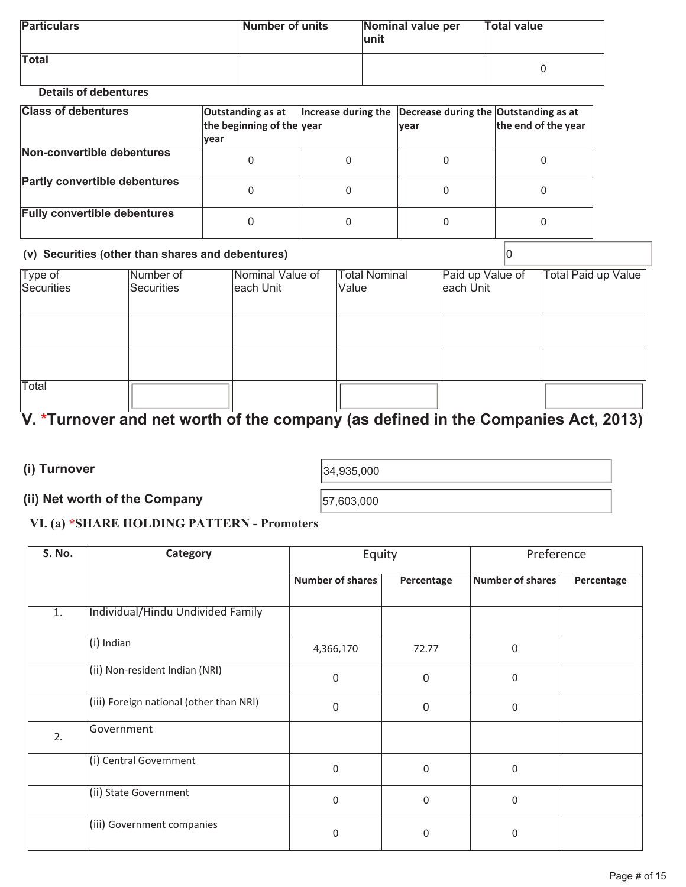| Particulars | Number of units | Nominal value per unit | Total value |
|---|---|---|---|
| Total | | | 0 |

**Details of debentures**

| Class of debentures | Outstanding as at the beginning of the year | Increase during the year | Decrease during the year | Outstanding as at the end of the year |
|---|---|---|---|---|
| Non-convertible debentures | 0 | 0 | 0 | 0 |
| Partly convertible debentures | 0 | 0 | 0 | 0 |
| Fully convertible debentures | 0 | 0 | 0 | 0 |

**(v) Securities (other than shares and debentures)** 0

| Type of Securities | Number of Securities | Nominal Value of each Unit | Total Nominal Value | Paid up Value of each Unit | Total Paid up Value |
|---|---|---|---|---|---|
| | | | | | |
| | | | | | |
| Total | | | | | |

# V. *Turnover and net worth of the company (as defined in the Companies Act, 2013)

**(i) Turnover** 34,935,000

**(ii) Net worth of the Company** 57,603,000

## VI. (a) *SHARE HOLDING PATTERN - Promoters

| S. No. | Category | Equity | | Preference | |
|---|---|---|---|---|---|
| | | Number of shares | Percentage | Number of shares | Percentage |
| 1. | Individual/Hindu Undivided Family | | | | |
| | (i) Indian | 4,366,170 | 72.77 | 0 | |
| | (ii) Non-resident Indian (NRI) | 0 | 0 | 0 | |
| | (iii) Foreign national (other than NRI) | 0 | 0 | 0 | |
| 2. | Government | | | | |
| | (i) Central Government | 0 | 0 | 0 | |
| | (ii) State Government | 0 | 0 | 0 | |
| | (iii) Government companies | 0 | 0 | 0 | |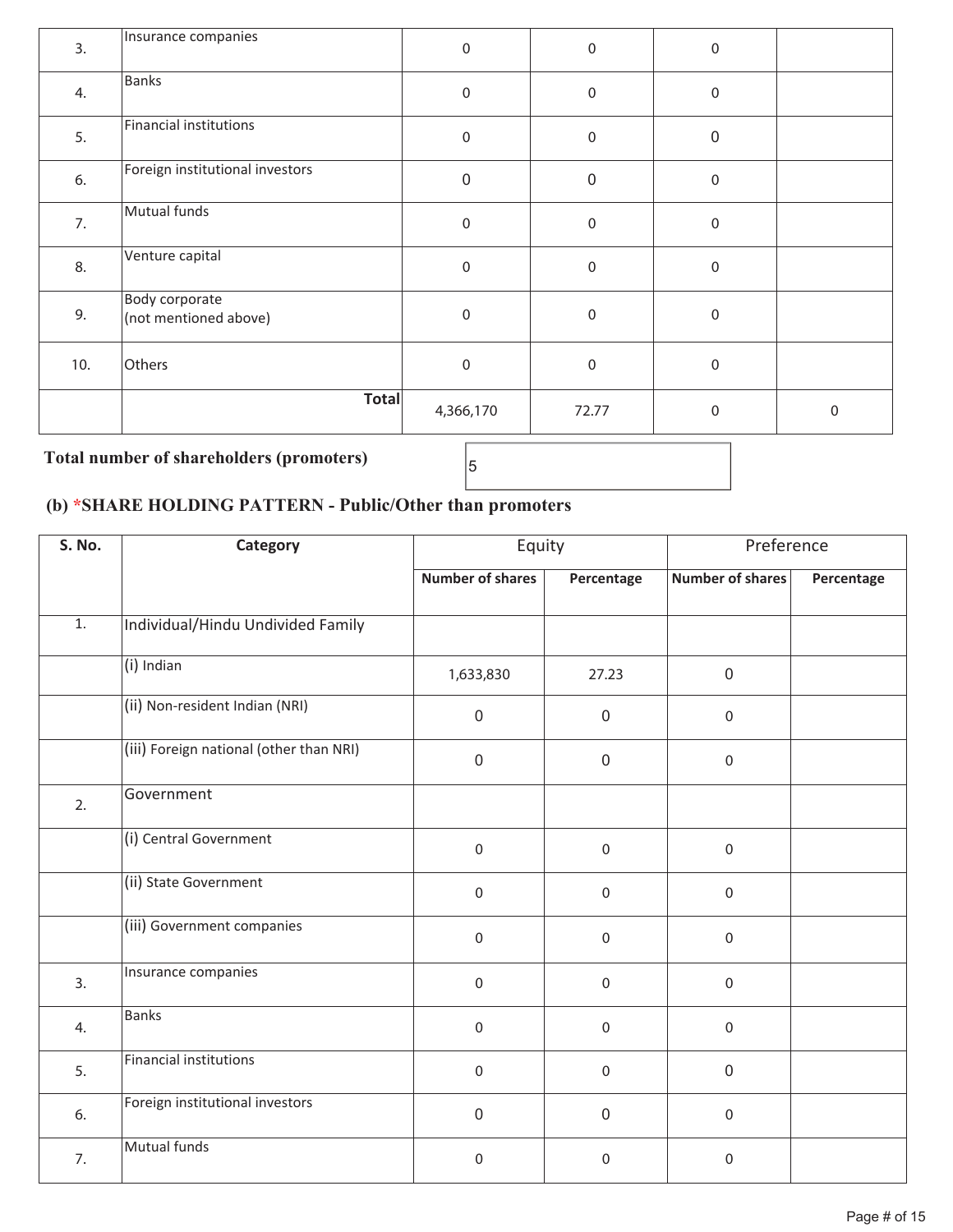| | | | | | |
|---|---|---|---|---|---|
| 3. | Insurance companies | 0 | 0 | 0 | |
| 4. | Banks | 0 | 0 | 0 | |
| 5. | Financial institutions | 0 | 0 | 0 | |
| 6. | Foreign institutional investors | 0 | 0 | 0 | |
| 7. | Mutual funds | 0 | 0 | 0 | |
| 8. | Venture capital | 0 | 0 | 0 | |
| 9. | Body corporate (not mentioned above) | 0 | 0 | 0 | |
| 10. | Others | 0 | 0 | 0 | |
| | **Total** | 4,366,170 | 72.77 | 0 | 0 |

**Total number of shareholders (promoters)** 5

## (b) *SHARE HOLDING PATTERN - Public/Other than promoters

| S. No. | Category | Equity | | Preference | |
|---|---|---|---|---|---|
| | | Number of shares | Percentage | Number of shares | Percentage |
| 1. | Individual/Hindu Undivided Family | | | | |
| | (i) Indian | 1,633,830 | 27.23 | 0 | |
| | (ii) Non-resident Indian (NRI) | 0 | 0 | 0 | |
| | (iii) Foreign national (other than NRI) | 0 | 0 | 0 | |
| 2. | Government | | | | |
| | (i) Central Government | 0 | 0 | 0 | |
| | (ii) State Government | 0 | 0 | 0 | |
| | (iii) Government companies | 0 | 0 | 0 | |
| 3. | Insurance companies | 0 | 0 | 0 | |
| 4. | Banks | 0 | 0 | 0 | |
| 5. | Financial institutions | 0 | 0 | 0 | |
| 6. | Foreign institutional investors | 0 | 0 | 0 | |
| 7. | Mutual funds | 0 | 0 | 0 | |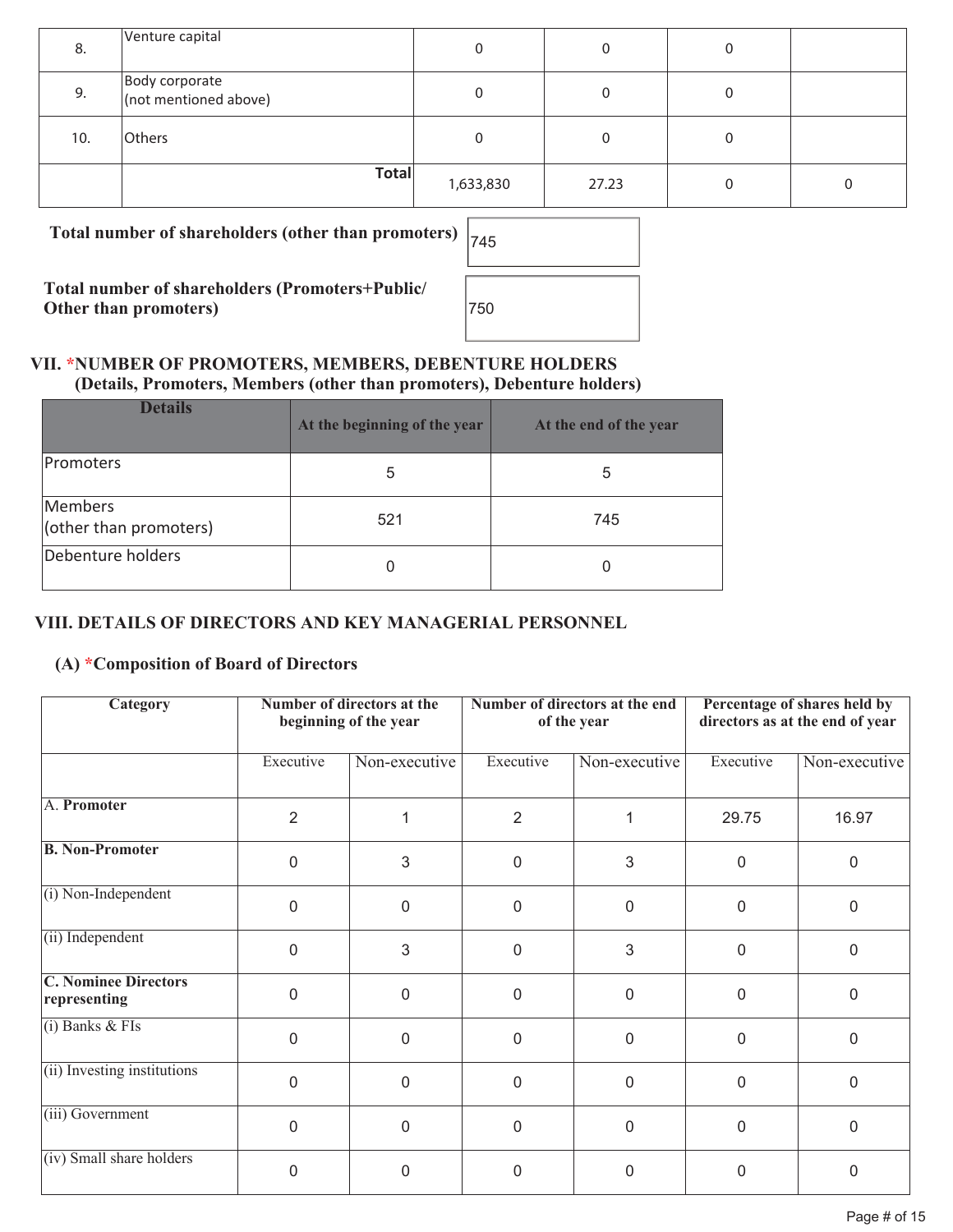| | | | | | |
|---|---|---|---|---|---|
| 8. | Venture capital | 0 | 0 | 0 | |
| 9. | Body corporate (not mentioned above) | 0 | 0 | 0 | |
| 10. | Others | 0 | 0 | 0 | |
| | **Total** | 1,633,830 | 27.23 | 0 | 0 |

**Total number of shareholders (other than promoters)** 745

**Total number of shareholders (Promoters+Public/ Other than promoters)** 750

### VII. *NUMBER OF PROMOTERS, MEMBERS, DEBENTURE HOLDERS (Details, Promoters, Members (other than promoters), Debenture holders)

| Details | At the beginning of the year | At the end of the year |
|---|---|---|
| Promoters | 5 | 5 |
| Members (other than promoters) | 521 | 745 |
| Debenture holders | 0 | 0 |

### VIII. DETAILS OF DIRECTORS AND KEY MANAGERIAL PERSONNEL

#### (A) *Composition of Board of Directors

| Category | Number of directors at the beginning of the year | | Number of directors at the end of the year | | Percentage of shares held by directors as at the end of year | |
|---|---|---|---|---|---|---|
| | Executive | Non-executive | Executive | Non-executive | Executive | Non-executive |
| A. **Promoter** | 2 | 1 | 2 | 1 | 29.75 | 16.97 |
| **B. Non-Promoter** | 0 | 3 | 0 | 3 | 0 | 0 |
| (i) Non-Independent | 0 | 0 | 0 | 0 | 0 | 0 |
| (ii) Independent | 0 | 3 | 0 | 3 | 0 | 0 |
| **C. Nominee Directors representing** | 0 | 0 | 0 | 0 | 0 | 0 |
| (i) Banks & FIs | 0 | 0 | 0 | 0 | 0 | 0 |
| (ii) Investing institutions | 0 | 0 | 0 | 0 | 0 | 0 |
| (iii) Government | 0 | 0 | 0 | 0 | 0 | 0 |
| (iv) Small share holders | 0 | 0 | 0 | 0 | 0 | 0 |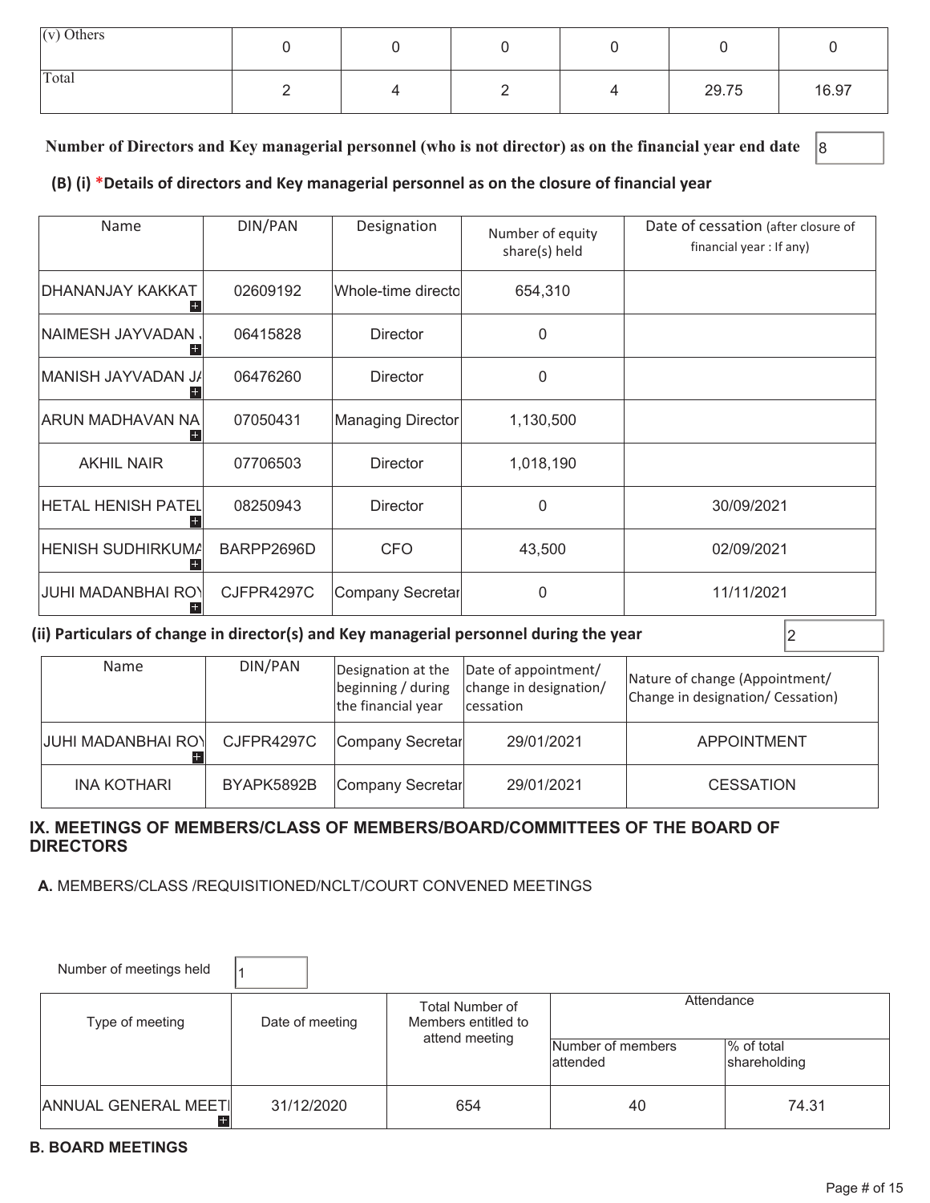| (v) Others | 0 | 0 | 0 | 0 | 0 | 0 |
|---|---|---|---|---|---|---|
| Total | 2 | 4 | 2 | 4 | 29.75 | 16.97 |

**Number of Directors and Key managerial personnel (who is not director) as on the financial year end date** 8

### (B) (i) *Details of directors and Key managerial personnel as on the closure of financial year

| Name | DIN/PAN | Designation | Number of equity share(s) held | Date of cessation (after closure of financial year : If any) |
|---|---|---|---|---|
| DHANANJAY KAKKAT | 02609192 | Whole-time directo | 654,310 | |
| NAIMESH JAYVADAN . | 06415828 | Director | 0 | |
| MANISH JAYVADAN J/ | 06476260 | Director | 0 | |
| ARUN MADHAVAN NA | 07050431 | Managing Director | 1,130,500 | |
| AKHIL NAIR | 07706503 | Director | 1,018,190 | |
| HETAL HENISH PATEL | 08250943 | Director | 0 | 30/09/2021 |
| HENISH SUDHIRKUMA | BARPP2696D | CFO | 43,500 | 02/09/2021 |
| JUHI MADANBHAI RO\ | CJFPR4297C | Company Secretar | 0 | 11/11/2021 |

### (ii) Particulars of change in director(s) and Key managerial personnel during the year

2

| Name | DIN/PAN | Designation at the beginning / during the financial year | Date of appointment/ change in designation/ cessation | Nature of change (Appointment/ Change in designation/ Cessation) |
|---|---|---|---|---|
| JUHI MADANBHAI RO\ | CJFPR4297C | Company Secretar | 29/01/2021 | APPOINTMENT |
| INA KOTHARI | BYAPK5892B | Company Secretar | 29/01/2021 | CESSATION |

## IX. MEETINGS OF MEMBERS/CLASS OF MEMBERS/BOARD/COMMITTEES OF THE BOARD OF DIRECTORS

**A.** MEMBERS/CLASS /REQUISITIONED/NCLT/COURT CONVENED MEETINGS

Number of meetings held 1

| Type of meeting | Date of meeting | Total Number of Members entitled to attend meeting | Attendance | |
|---|---|---|---|---|
| | | | Number of members attended | % of total shareholding |
| ANNUAL GENERAL MEETI | 31/12/2020 | 654 | 40 | 74.31 |

**B. BOARD MEETINGS**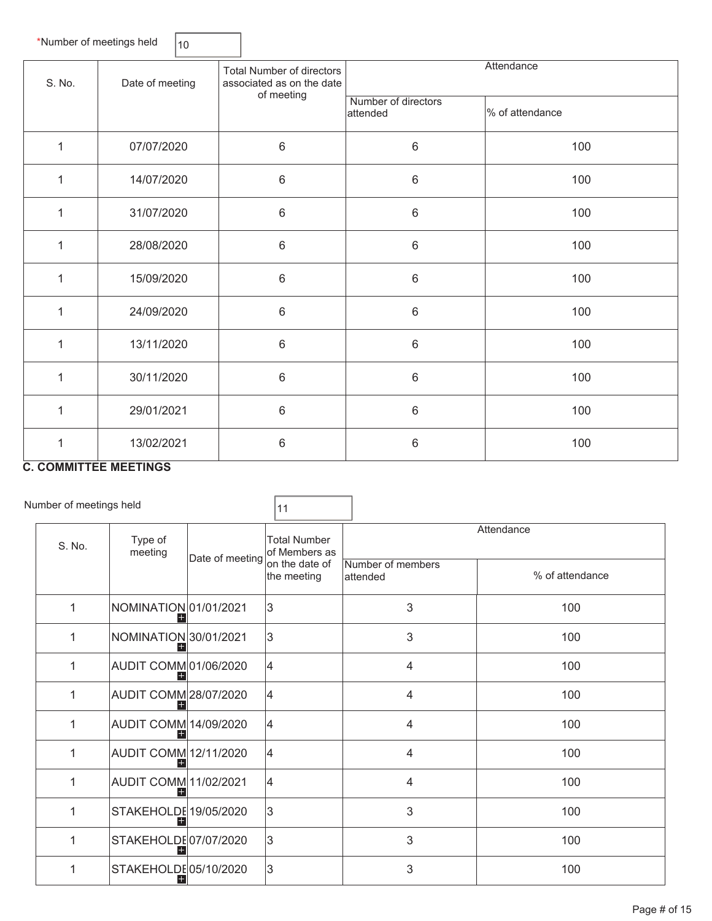*Number of meetings held 10

| S. No. | Date of meeting | Total Number of directors associated as on the date of meeting | Attendance | |
|---|---|---|---|---|
| | | | Number of directors attended | % of attendance |
| 1 | 07/07/2020 | 6 | 6 | 100 |
| 1 | 14/07/2020 | 6 | 6 | 100 |
| 1 | 31/07/2020 | 6 | 6 | 100 |
| 1 | 28/08/2020 | 6 | 6 | 100 |
| 1 | 15/09/2020 | 6 | 6 | 100 |
| 1 | 24/09/2020 | 6 | 6 | 100 |
| 1 | 13/11/2020 | 6 | 6 | 100 |
| 1 | 30/11/2020 | 6 | 6 | 100 |
| 1 | 29/01/2021 | 6 | 6 | 100 |
| 1 | 13/02/2021 | 6 | 6 | 100 |

## C. COMMITTEE MEETINGS

Number of meetings held 11

| S. No. | Type of meeting | Date of meeting | Total Number of Members as on the date of the meeting | Attendance | |
|---|---|---|---|---|---|
| | | | | Number of members attended | % of attendance |
| 1 | NOMINATION | 01/01/2021 | 3 | 3 | 100 |
| 1 | NOMINATION | 30/01/2021 | 3 | 3 | 100 |
| 1 | AUDIT COMM | 01/06/2020 | 4 | 4 | 100 |
| 1 | AUDIT COMM | 28/07/2020 | 4 | 4 | 100 |
| 1 | AUDIT COMM | 14/09/2020 | 4 | 4 | 100 |
| 1 | AUDIT COMM | 12/11/2020 | 4 | 4 | 100 |
| 1 | AUDIT COMM | 11/02/2021 | 4 | 4 | 100 |
| 1 | STAKEHOLDE | 19/05/2020 | 3 | 3 | 100 |
| 1 | STAKEHOLDE | 07/07/2020 | 3 | 3 | 100 |
| 1 | STAKEHOLDE | 05/10/2020 | 3 | 3 | 100 |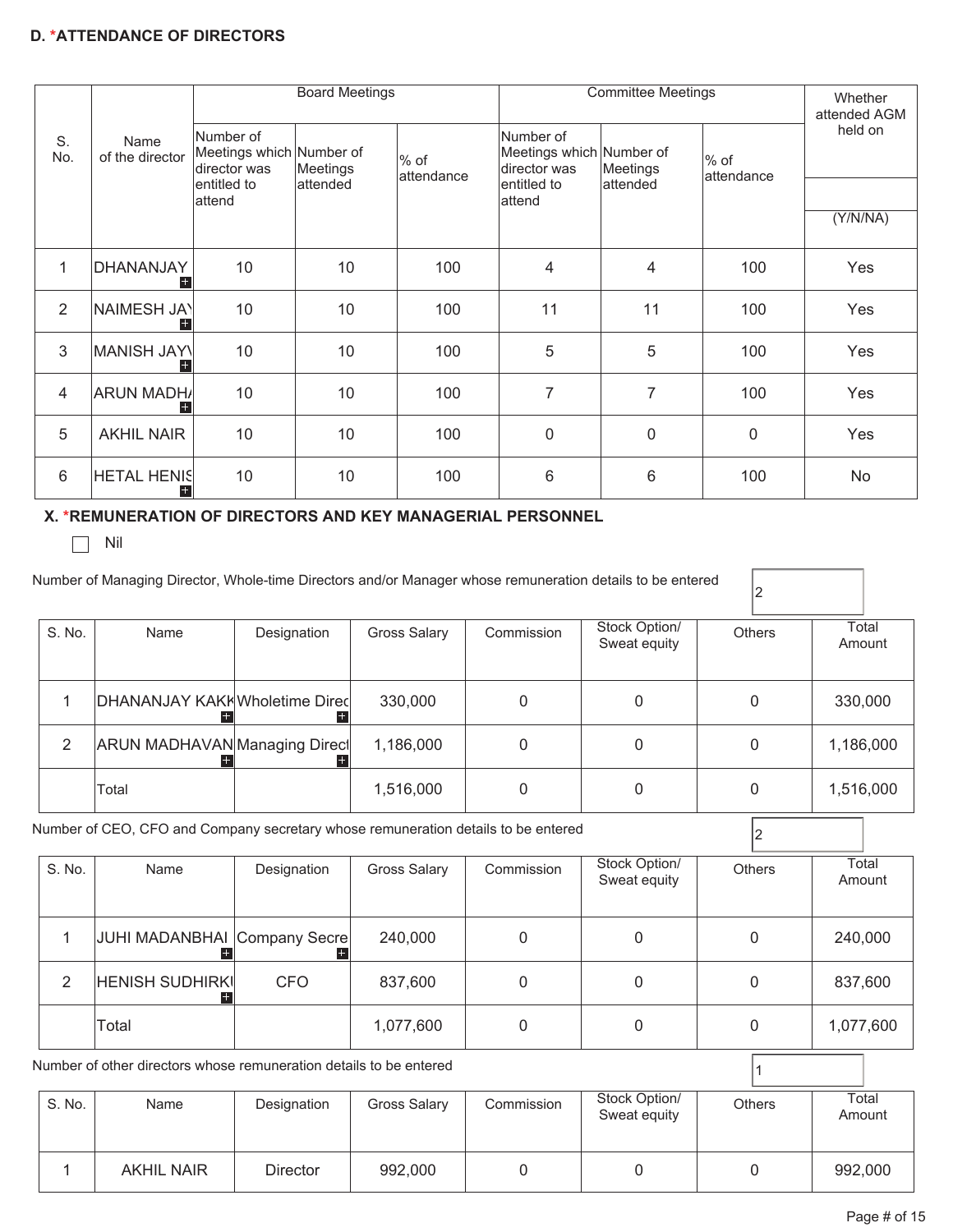### D. *ATTENDANCE OF DIRECTORS

| S. No. | Name of the director | Board Meetings | | | Committee Meetings | | | Whether attended AGM held on |
|---|---|---|---|---|---|---|---|---|
| | | Number of Meetings which director was entitled to attend | Number of Meetings attended | % of attendance | Number of Meetings which director was entitled to attend | Number of Meetings attended | % of attendance | (Y/N/NA) |
| 1 | DHANANJAY | 10 | 10 | 100 | 4 | 4 | 100 | Yes |
| 2 | NAIMESH JAY | 10 | 10 | 100 | 11 | 11 | 100 | Yes |
| 3 | MANISH JAYV | 10 | 10 | 100 | 5 | 5 | 100 | Yes |
| 4 | ARUN MADHA | 10 | 10 | 100 | 7 | 7 | 100 | Yes |
| 5 | AKHIL NAIR | 10 | 10 | 100 | 0 | 0 | 0 | Yes |
| 6 | HETAL HENIS | 10 | 10 | 100 | 6 | 6 | 100 | No |

### X. *REMUNERATION OF DIRECTORS AND KEY MANAGERIAL PERSONNEL

☐ Nil

Number of Managing Director, Whole-time Directors and/or Manager whose remuneration details to be entered: 2

| S. No. | Name | Designation | Gross Salary | Commission | Stock Option/ Sweat equity | Others | Total Amount |
|---|---|---|---|---|---|---|---|
| 1 | DHANANJAY KAKK | Wholetime Direc | 330,000 | 0 | 0 | 0 | 330,000 |
| 2 | ARUN MADHAVAN | Managing Direct | 1,186,000 | 0 | 0 | 0 | 1,186,000 |
| | Total | | 1,516,000 | 0 | 0 | 0 | 1,516,000 |

Number of CEO, CFO and Company secretary whose remuneration details to be entered: 2

| S. No. | Name | Designation | Gross Salary | Commission | Stock Option/ Sweat equity | Others | Total Amount |
|---|---|---|---|---|---|---|---|
| 1 | JUHI MADANBHAI | Company Secre | 240,000 | 0 | 0 | 0 | 240,000 |
| 2 | HENISH SUDHIRKI | CFO | 837,600 | 0 | 0 | 0 | 837,600 |
| | Total | | 1,077,600 | 0 | 0 | 0 | 1,077,600 |

Number of other directors whose remuneration details to be entered: 1

| S. No. | Name | Designation | Gross Salary | Commission | Stock Option/ Sweat equity | Others | Total Amount |
|---|---|---|---|---|---|---|---|
| 1 | AKHIL NAIR | Director | 992,000 | 0 | 0 | 0 | 992,000 |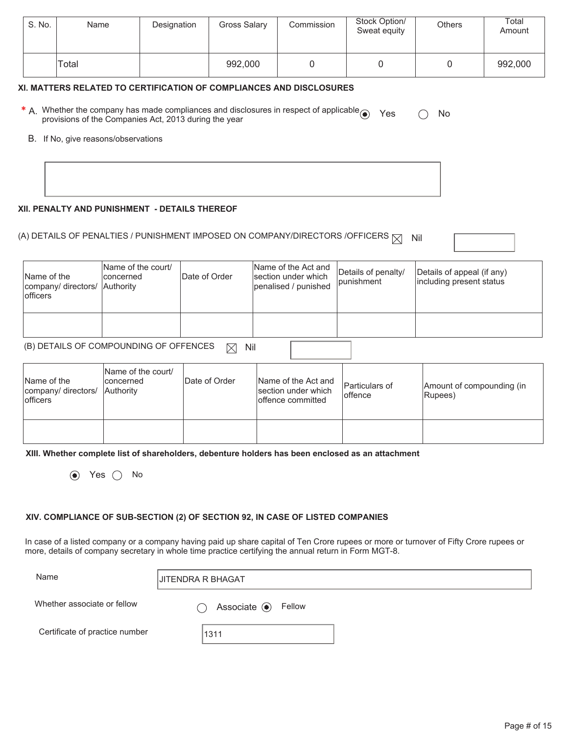| S. No. | Name | Designation | Gross Salary | Commission | Stock Option/ Sweat equity | Others | Total Amount |
|---|---|---|---|---|---|---|---|
| | Total | | 992,000 | 0 | 0 | 0 | 992,000 |

### XI. MATTERS RELATED TO CERTIFICATION OF COMPLIANCES AND DISCLOSURES

\* A. Whether the company has made compliances and disclosures in respect of applicable provisions of the Companies Act, 2013 during the year ◉ Yes ○ No

B. If No, give reasons/observations

### XII. PENALTY AND PUNISHMENT - DETAILS THEREOF

(A) DETAILS OF PENALTIES / PUNISHMENT IMPOSED ON COMPANY/DIRECTORS /OFFICERS ☒ Nil

| Name of the company/ directors/ officers | Name of the court/ concerned Authority | Date of Order | Name of the Act and section under which penalised / punished | Details of penalty/ punishment | Details of appeal (if any) including present status |
|---|---|---|---|---|---|
| | | | | | |

(B) DETAILS OF COMPOUNDING OF OFFENCES ☒ Nil

| Name of the company/ directors/ officers | Name of the court/ concerned Authority | Date of Order | Name of the Act and section under which offence committed | Particulars of offence | Amount of compounding (in Rupees) |
|---|---|---|---|---|---|
| | | | | | |

**XIII. Whether complete list of shareholders, debenture holders has been enclosed as an attachment**

◉ Yes ○ No

### XIV. COMPLIANCE OF SUB-SECTION (2) OF SECTION 92, IN CASE OF LISTED COMPANIES

In case of a listed company or a company having paid up share capital of Ten Crore rupees or more or turnover of Fifty Crore rupees or more, details of company secretary in whole time practice certifying the annual return in Form MGT-8.

Name: JITENDRA R BHAGAT

Whether associate or fellow: ○ Associate ◉ Fellow

Certificate of practice number: 1311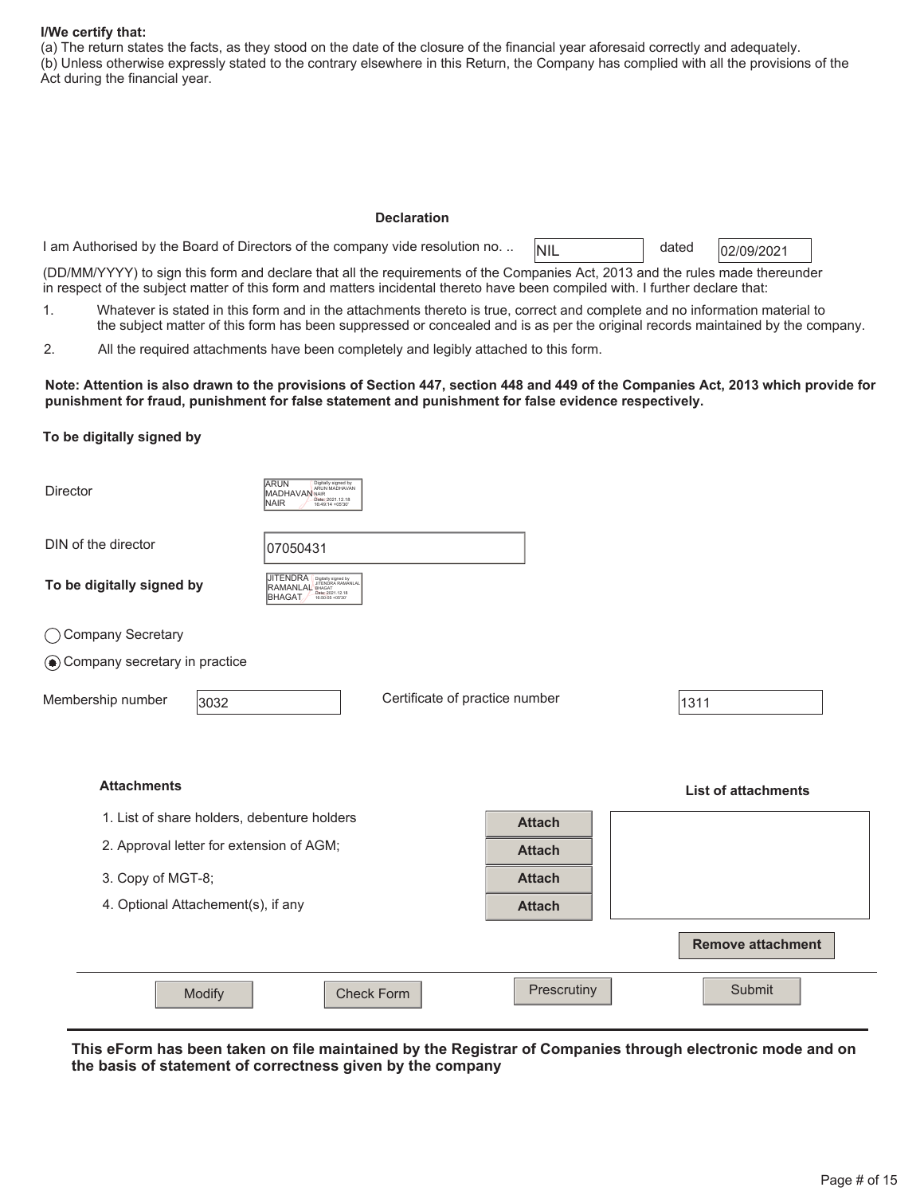**I/We certify that:**

(a) The return states the facts, as they stood on the date of the closure of the financial year aforesaid correctly and adequately.

(b) Unless otherwise expressly stated to the contrary elsewhere in this Return, the Company has complied with all the provisions of the Act during the financial year.

**Declaration**

I am Authorised by the Board of Directors of the company vide resolution no. .. NIL dated 02/09/2021 (DD/MM/YYYY) to sign this form and declare that all the requirements of the Companies Act, 2013 and the rules made thereunder in respect of the subject matter of this form and matters incidental thereto have been compiled with. I further declare that:

1. Whatever is stated in this form and in the attachments thereto is true, correct and complete and no information material to the subject matter of this form has been suppressed or concealed and is as per the original records maintained by the company.
2. All the required attachments have been completely and legibly attached to this form.

**Note: Attention is also drawn to the provisions of Section 447, section 448 and 449 of the Companies Act, 2013 which provide for punishment for fraud, punishment for false statement and punishment for false evidence respectively.**

**To be digitally signed by**

Director: ARUN MADHAVAN NAIR (Digitally signed by ARUN MADHAVAN NAIR, Date: 2021.12.18 16:49:14 +05'30')

DIN of the director: 07050431

**To be digitally signed by**: JITENDRA RAMANLAL BHAGAT (Digitally signed by JITENDRA RAMANLAL BHAGAT, Date: 2021.12.18 16:50:05 +05'30')

○ Company Secretary

◉ Company secretary in practice

Membership number: 3032

Certificate of practice number: 1311

**Attachments**

1. List of share holders, debenture holders — Attach
2. Approval letter for extension of AGM; — Attach
3. Copy of MGT-8; — Attach
4. Optional Attachement(s), if any — Attach

**List of attachments**

Remove attachment

Modify | Check Form | Prescrutiny | Submit

**This eForm has been taken on file maintained by the Registrar of Companies through electronic mode and on the basis of statement of correctness given by the company**